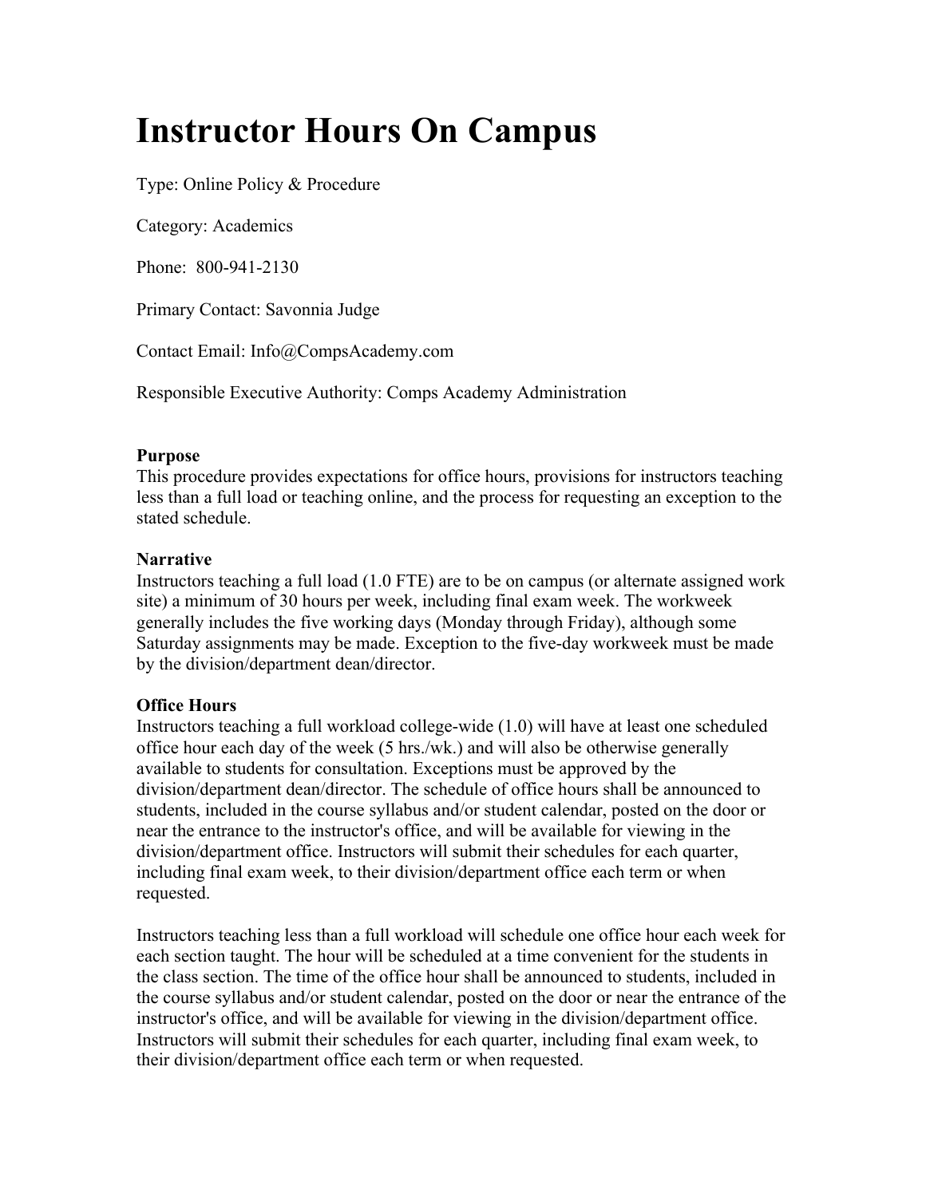# Instructor Hours On Campus

Type: Online Policy & Procedure

Category: Academics

Phone: 800-941-2130

Primary Contact: Savonnia Judge

Contact Email: Info@CompsAcademy.com

Responsible Executive Authority: Comps Academy Administration

**Purpose**

This procedure provides expectations for office hours, provisions for instructors teaching less than a full load or teaching online, and the process for requesting an exception to the stated schedule.

**Narrative**

Instructors teaching a full load (1.0 FTE) are to be on campus (or alternate assigned work site) a minimum of 30 hours per week, including final exam week. The workweek generally includes the five working days (Monday through Friday), although some Saturday assignments may be made. Exception to the five-day workweek must be made by the division/department dean/director.

**Office Hours**

Instructors teaching a full workload college-wide (1.0) will have at least one scheduled office hour each day of the week (5 hrs./wk.) and will also be otherwise generally available to students for consultation. Exceptions must be approved by the division/department dean/director. The schedule of office hours shall be announced to students, included in the course syllabus and/or student calendar, posted on the door or near the entrance to the instructor's office, and will be available for viewing in the division/department office. Instructors will submit their schedules for each quarter, including final exam week, to their division/department office each term or when requested.

Instructors teaching less than a full workload will schedule one office hour each week for each section taught. The hour will be scheduled at a time convenient for the students in the class section. The time of the office hour shall be announced to students, included in the course syllabus and/or student calendar, posted on the door or near the entrance of the instructor's office, and will be available for viewing in the division/department office. Instructors will submit their schedules for each quarter, including final exam week, to their division/department office each term or when requested.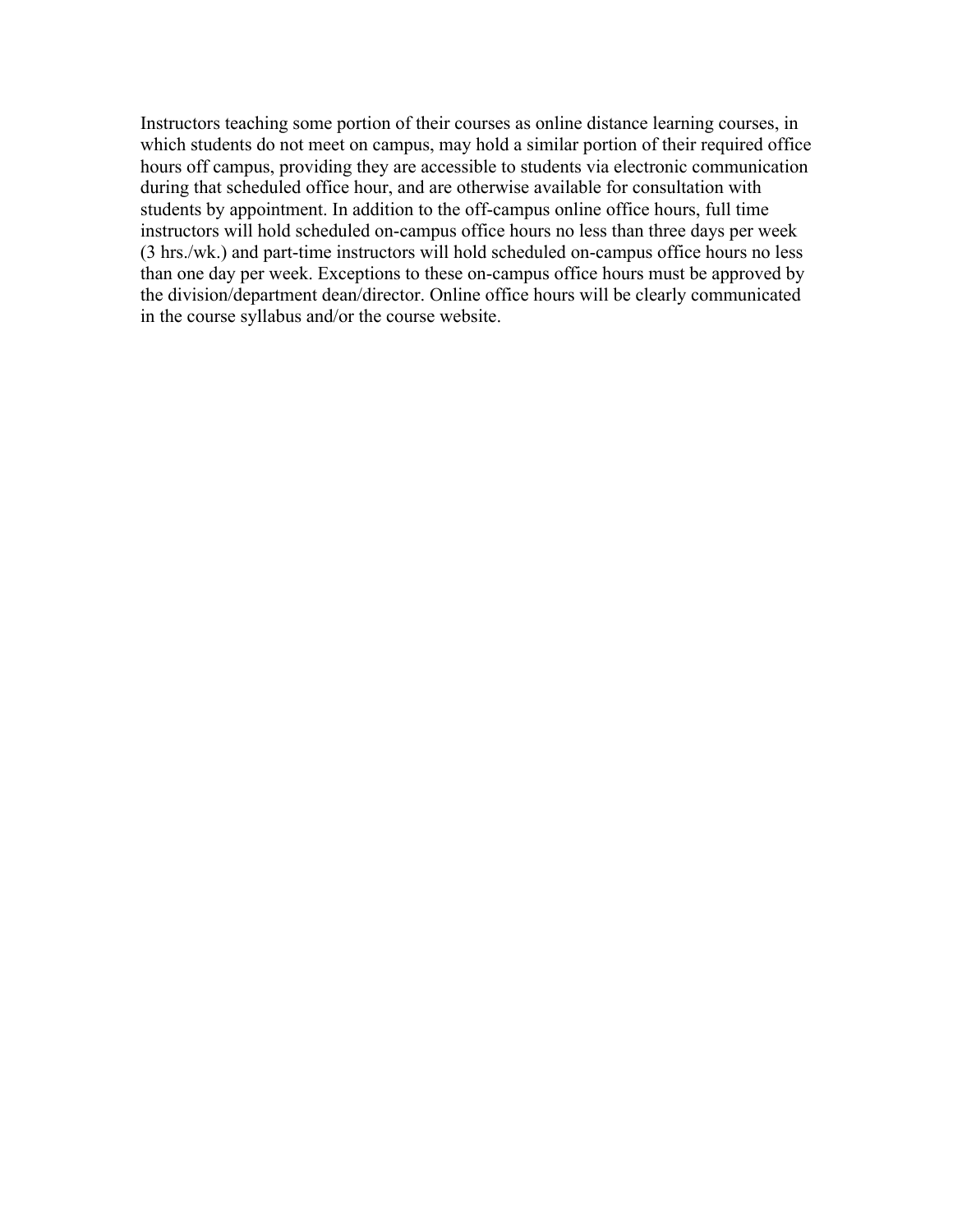Instructors teaching some portion of their courses as online distance learning courses, in which students do not meet on campus, may hold a similar portion of their required office hours off campus, providing they are accessible to students via electronic communication during that scheduled office hour, and are otherwise available for consultation with students by appointment. In addition to the off-campus online office hours, full time instructors will hold scheduled on-campus office hours no less than three days per week (3 hrs./wk.) and part-time instructors will hold scheduled on-campus office hours no less than one day per week. Exceptions to these on-campus office hours must be approved by the division/department dean/director. Online office hours will be clearly communicated in the course syllabus and/or the course website.